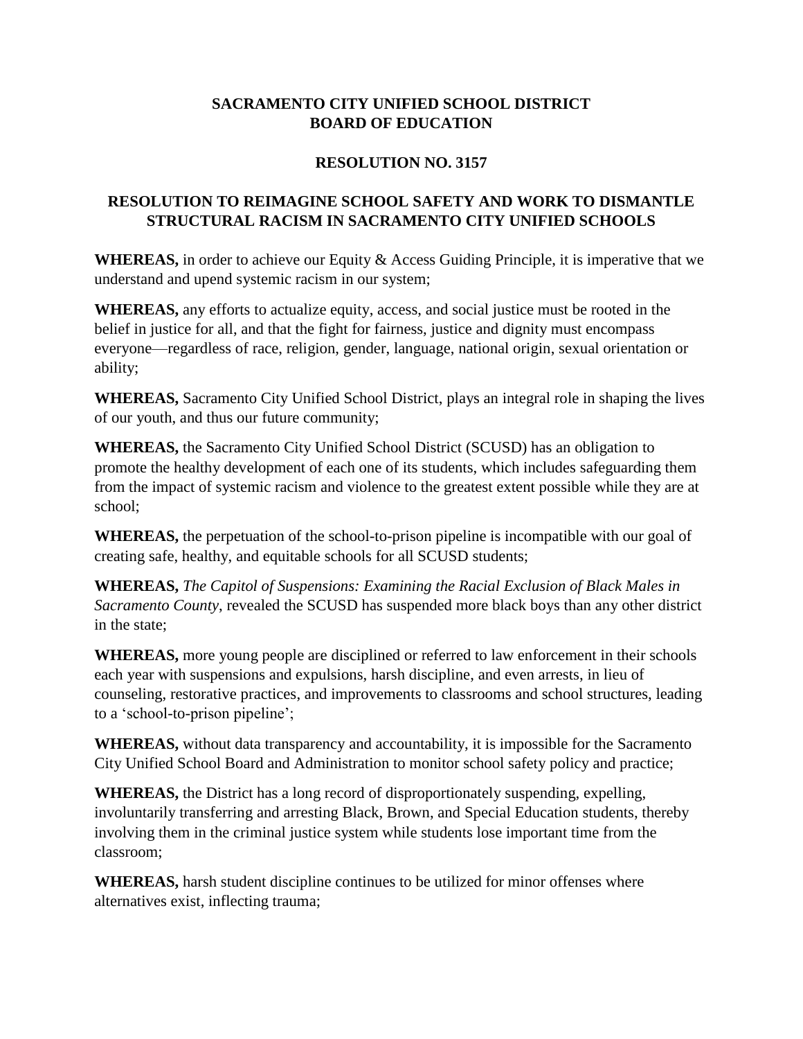**SACRAMENTO CITY UNIFIED SCHOOL DISTRICT**
**BOARD OF EDUCATION**

**RESOLUTION NO. 3157**

**RESOLUTION TO REIMAGINE SCHOOL SAFETY AND WORK TO DISMANTLE STRUCTURAL RACISM IN SACRAMENTO CITY UNIFIED SCHOOLS**

**WHEREAS,** in order to achieve our Equity & Access Guiding Principle, it is imperative that we understand and upend systemic racism in our system;

**WHEREAS,** any efforts to actualize equity, access, and social justice must be rooted in the belief in justice for all, and that the fight for fairness, justice and dignity must encompass everyone—regardless of race, religion, gender, language, national origin, sexual orientation or ability;

**WHEREAS,** Sacramento City Unified School District, plays an integral role in shaping the lives of our youth, and thus our future community;

**WHEREAS,** the Sacramento City Unified School District (SCUSD) has an obligation to promote the healthy development of each one of its students, which includes safeguarding them from the impact of systemic racism and violence to the greatest extent possible while they are at school;

**WHEREAS,** the perpetuation of the school-to-prison pipeline is incompatible with our goal of creating safe, healthy, and equitable schools for all SCUSD students;

**WHEREAS,** *The Capitol of Suspensions: Examining the Racial Exclusion of Black Males in Sacramento County*, revealed the SCUSD has suspended more black boys than any other district in the state;

**WHEREAS,** more young people are disciplined or referred to law enforcement in their schools each year with suspensions and expulsions, harsh discipline, and even arrests, in lieu of counseling, restorative practices, and improvements to classrooms and school structures, leading to a 'school-to-prison pipeline';

**WHEREAS,** without data transparency and accountability, it is impossible for the Sacramento City Unified School Board and Administration to monitor school safety policy and practice;

**WHEREAS,** the District has a long record of disproportionately suspending, expelling, involuntarily transferring and arresting Black, Brown, and Special Education students, thereby involving them in the criminal justice system while students lose important time from the classroom;

**WHEREAS,** harsh student discipline continues to be utilized for minor offenses where alternatives exist, inflecting trauma;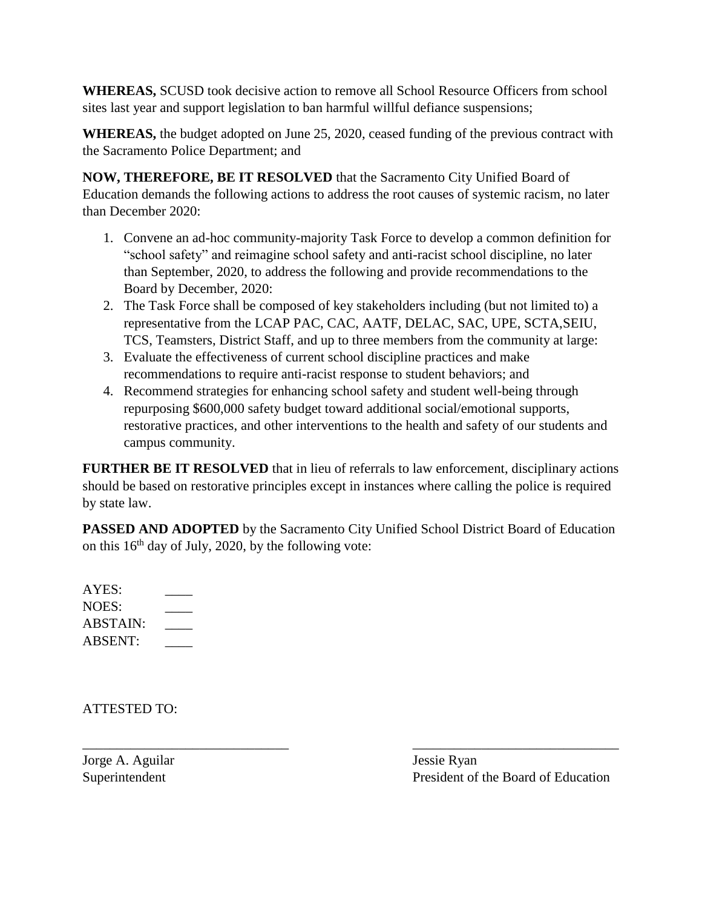**WHEREAS,** SCUSD took decisive action to remove all School Resource Officers from school sites last year and support legislation to ban harmful willful defiance suspensions;

**WHEREAS,** the budget adopted on June 25, 2020, ceased funding of the previous contract with the Sacramento Police Department; and

**NOW, THEREFORE, BE IT RESOLVED** that the Sacramento City Unified Board of Education demands the following actions to address the root causes of systemic racism, no later than December 2020:

1. Convene an ad-hoc community-majority Task Force to develop a common definition for "school safety" and reimagine school safety and anti-racist school discipline, no later than September, 2020, to address the following and provide recommendations to the Board by December, 2020:
2. The Task Force shall be composed of key stakeholders including (but not limited to) a representative from the LCAP PAC, CAC, AATF, DELAC, SAC, UPE, SCTA,SEIU, TCS, Teamsters, District Staff, and up to three members from the community at large:
3. Evaluate the effectiveness of current school discipline practices and make recommendations to require anti-racist response to student behaviors; and
4. Recommend strategies for enhancing school safety and student well-being through repurposing $600,000 safety budget toward additional social/emotional supports, restorative practices, and other interventions to the health and safety of our students and campus community.

**FURTHER BE IT RESOLVED** that in lieu of referrals to law enforcement, disciplinary actions should be based on restorative principles except in instances where calling the police is required by state law.

**PASSED AND ADOPTED** by the Sacramento City Unified School District Board of Education on this 16th day of July, 2020, by the following vote:

AYES: ____
NOES: ____
ABSTAIN: ____
ABSENT: ____

ATTESTED TO:

______________________________
Jorge A. Aguilar
Superintendent

______________________________
Jessie Ryan
President of the Board of Education